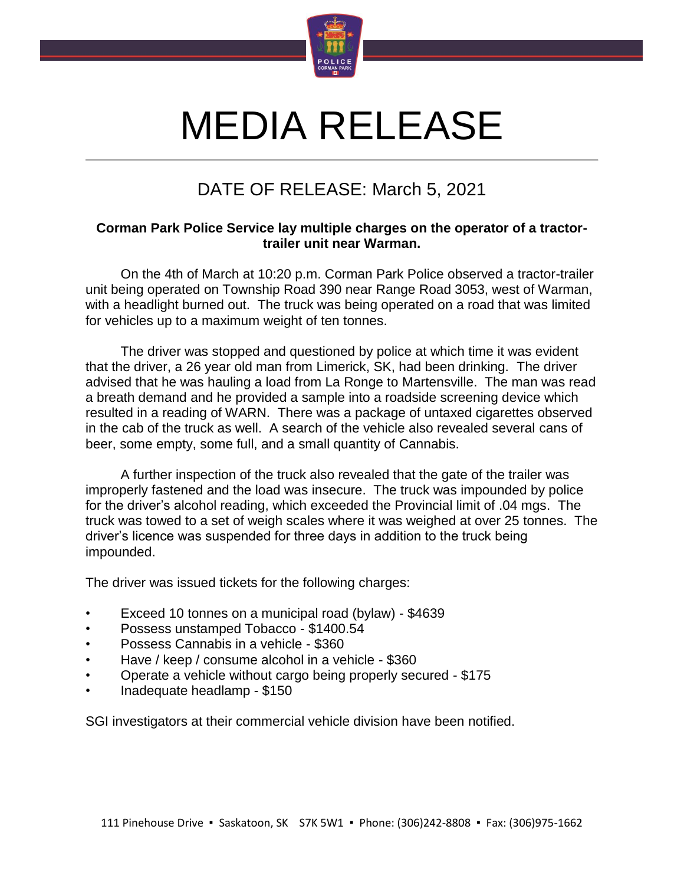# MEDIA RELEASE

## DATE OF RELEASE: March 5, 2021

**Corman Park Police Service lay multiple charges on the operator of a tractor-trailer unit near Warman.**

On the 4th of March at 10:20 p.m. Corman Park Police observed a tractor-trailer unit being operated on Township Road 390 near Range Road 3053, west of Warman, with a headlight burned out. The truck was being operated on a road that was limited for vehicles up to a maximum weight of ten tonnes.

The driver was stopped and questioned by police at which time it was evident that the driver, a 26 year old man from Limerick, SK, had been drinking. The driver advised that he was hauling a load from La Ronge to Martensville. The man was read a breath demand and he provided a sample into a roadside screening device which resulted in a reading of WARN. There was a package of untaxed cigarettes observed in the cab of the truck as well. A search of the vehicle also revealed several cans of beer, some empty, some full, and a small quantity of Cannabis.

A further inspection of the truck also revealed that the gate of the trailer was improperly fastened and the load was insecure. The truck was impounded by police for the driver's alcohol reading, which exceeded the Provincial limit of .04 mgs. The truck was towed to a set of weigh scales where it was weighed at over 25 tonnes. The driver's licence was suspended for three days in addition to the truck being impounded.

The driver was issued tickets for the following charges:

- Exceed 10 tonnes on a municipal road (bylaw) - $4639
- Possess unstamped Tobacco - $1400.54
- Possess Cannabis in a vehicle - $360
- Have / keep / consume alcohol in a vehicle - $360
- Operate a vehicle without cargo being properly secured - $175
- Inadequate headlamp - $150

SGI investigators at their commercial vehicle division have been notified.

111 Pinehouse Drive ▪ Saskatoon, SK S7K 5W1 ▪ Phone: (306)242-8808 ▪ Fax: (306)975-1662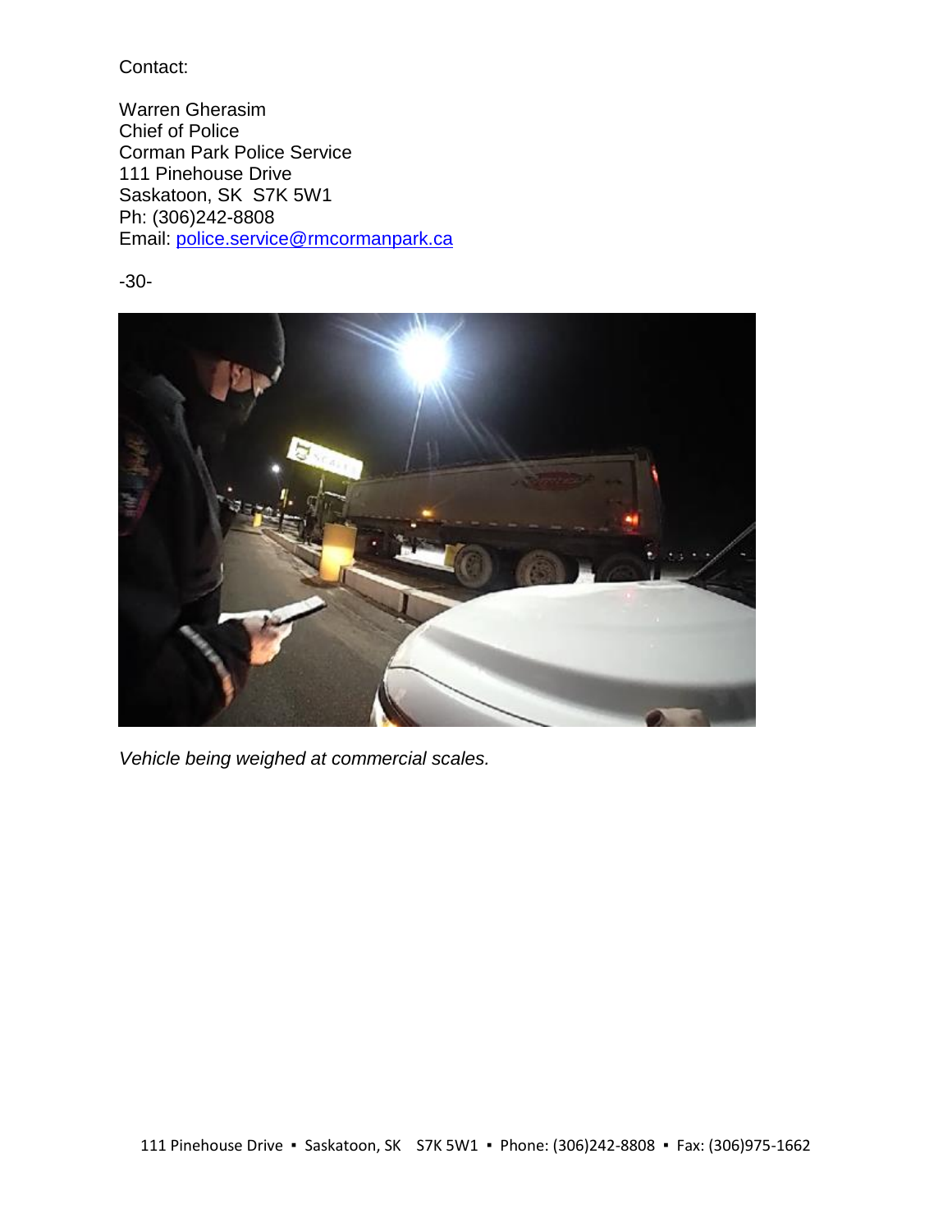Contact:

Warren Gherasim
Chief of Police
Corman Park Police Service
111 Pinehouse Drive
Saskatoon, SK  S7K 5W1
Ph: (306)242-8808
Email: police.service@rmcormanpark.ca

-30-

*Vehicle being weighed at commercial scales.*